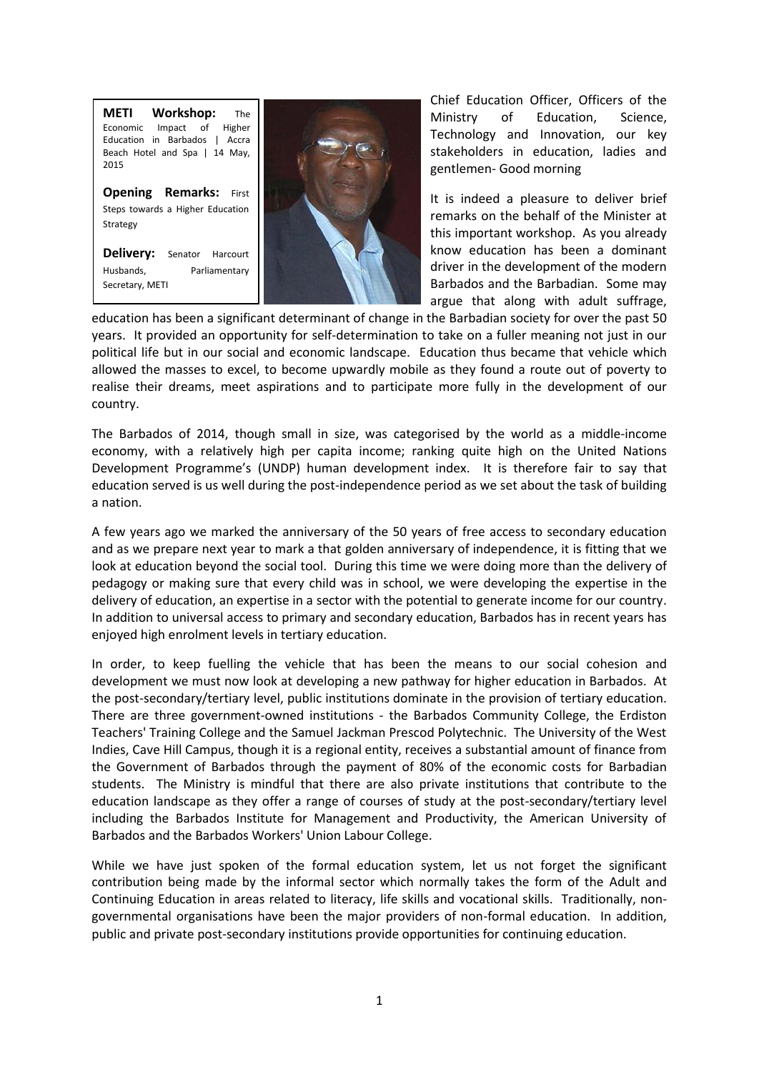**METI Workshop:** The Economic Impact of Higher Education in Barbados | Accra Beach Hotel and Spa | 14 May, 2015

**Opening Remarks:** First Steps towards a Higher Education Strategy

**Delivery:** Senator Harcourt Husbands, Parliamentary Secretary, METI

Chief Education Officer, Officers of the Ministry of Education, Science, Technology and Innovation, our key stakeholders in education, ladies and gentlemen- Good morning

It is indeed a pleasure to deliver brief remarks on the behalf of the Minister at this important workshop. As you already know education has been a dominant driver in the development of the modern Barbados and the Barbadian. Some may argue that along with adult suffrage, education has been a significant determinant of change in the Barbadian society for over the past 50 years. It provided an opportunity for self-determination to take on a fuller meaning not just in our political life but in our social and economic landscape. Education thus became that vehicle which allowed the masses to excel, to become upwardly mobile as they found a route out of poverty to realise their dreams, meet aspirations and to participate more fully in the development of our country.

The Barbados of 2014, though small in size, was categorised by the world as a middle-income economy, with a relatively high per capita income; ranking quite high on the United Nations Development Programme's (UNDP) human development index. It is therefore fair to say that education served is us well during the post-independence period as we set about the task of building a nation.

A few years ago we marked the anniversary of the 50 years of free access to secondary education and as we prepare next year to mark a that golden anniversary of independence, it is fitting that we look at education beyond the social tool. During this time we were doing more than the delivery of pedagogy or making sure that every child was in school, we were developing the expertise in the delivery of education, an expertise in a sector with the potential to generate income for our country. In addition to universal access to primary and secondary education, Barbados has in recent years has enjoyed high enrolment levels in tertiary education.

In order, to keep fuelling the vehicle that has been the means to our social cohesion and development we must now look at developing a new pathway for higher education in Barbados. At the post-secondary/tertiary level, public institutions dominate in the provision of tertiary education. There are three government-owned institutions - the Barbados Community College, the Erdiston Teachers' Training College and the Samuel Jackman Prescod Polytechnic. The University of the West Indies, Cave Hill Campus, though it is a regional entity, receives a substantial amount of finance from the Government of Barbados through the payment of 80% of the economic costs for Barbadian students. The Ministry is mindful that there are also private institutions that contribute to the education landscape as they offer a range of courses of study at the post-secondary/tertiary level including the Barbados Institute for Management and Productivity, the American University of Barbados and the Barbados Workers' Union Labour College.

While we have just spoken of the formal education system, let us not forget the significant contribution being made by the informal sector which normally takes the form of the Adult and Continuing Education in areas related to literacy, life skills and vocational skills. Traditionally, non-governmental organisations have been the major providers of non-formal education. In addition, public and private post-secondary institutions provide opportunities for continuing education.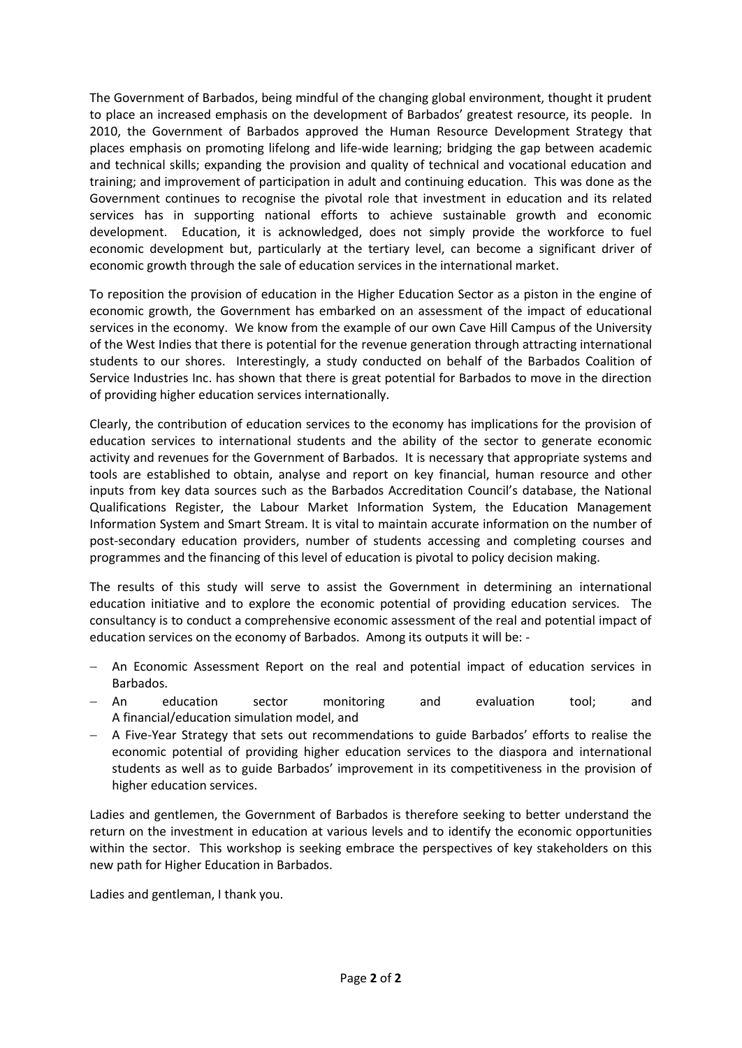The Government of Barbados, being mindful of the changing global environment, thought it prudent to place an increased emphasis on the development of Barbados' greatest resource, its people. In 2010, the Government of Barbados approved the Human Resource Development Strategy that places emphasis on promoting lifelong and life-wide learning; bridging the gap between academic and technical skills; expanding the provision and quality of technical and vocational education and training; and improvement of participation in adult and continuing education. This was done as the Government continues to recognise the pivotal role that investment in education and its related services has in supporting national efforts to achieve sustainable growth and economic development. Education, it is acknowledged, does not simply provide the workforce to fuel economic development but, particularly at the tertiary level, can become a significant driver of economic growth through the sale of education services in the international market.

To reposition the provision of education in the Higher Education Sector as a piston in the engine of economic growth, the Government has embarked on an assessment of the impact of educational services in the economy. We know from the example of our own Cave Hill Campus of the University of the West Indies that there is potential for the revenue generation through attracting international students to our shores. Interestingly, a study conducted on behalf of the Barbados Coalition of Service Industries Inc. has shown that there is great potential for Barbados to move in the direction of providing higher education services internationally.

Clearly, the contribution of education services to the economy has implications for the provision of education services to international students and the ability of the sector to generate economic activity and revenues for the Government of Barbados. It is necessary that appropriate systems and tools are established to obtain, analyse and report on key financial, human resource and other inputs from key data sources such as the Barbados Accreditation Council's database, the National Qualifications Register, the Labour Market Information System, the Education Management Information System and Smart Stream. It is vital to maintain accurate information on the number of post-secondary education providers, number of students accessing and completing courses and programmes and the financing of this level of education is pivotal to policy decision making.

The results of this study will serve to assist the Government in determining an international education initiative and to explore the economic potential of providing education services. The consultancy is to conduct a comprehensive economic assessment of the real and potential impact of education services on the economy of Barbados. Among its outputs it will be: -

- An Economic Assessment Report on the real and potential impact of education services in Barbados.
- An education sector monitoring and evaluation tool; and A financial/education simulation model, and
- A Five-Year Strategy that sets out recommendations to guide Barbados' efforts to realise the economic potential of providing higher education services to the diaspora and international students as well as to guide Barbados' improvement in its competitiveness in the provision of higher education services.

Ladies and gentlemen, the Government of Barbados is therefore seeking to better understand the return on the investment in education at various levels and to identify the economic opportunities within the sector. This workshop is seeking embrace the perspectives of key stakeholders on this new path for Higher Education in Barbados.

Ladies and gentleman, I thank you.